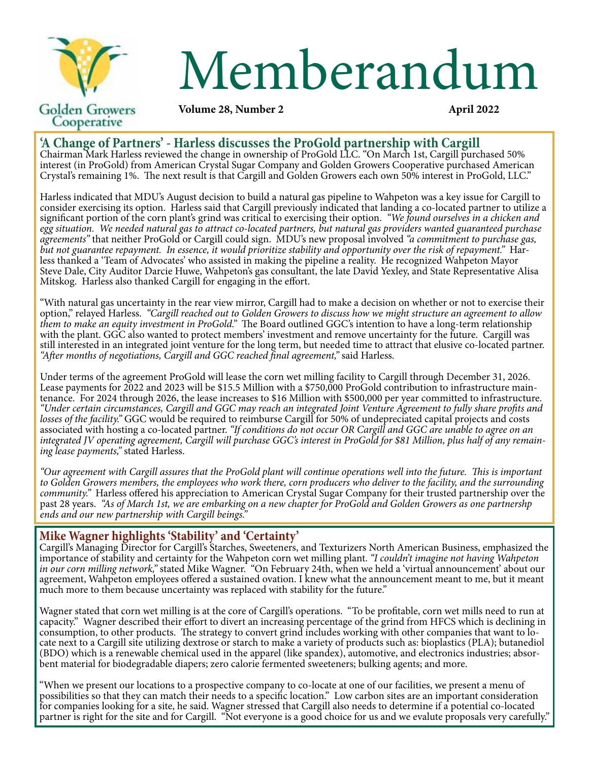Golden Growers Cooperative

# Memberandum

**Volume 28, Number 2** **April 2022**

## 'A Change of Partners' - Harless discusses the ProGold partnership with Cargill

Chairman Mark Harless reviewed the change in ownership of ProGold LLC. "On March 1st, Cargill purchased 50% interest (in ProGold) from American Crystal Sugar Company and Golden Growers Cooperative purchased American Crystal's remaining 1%. The next result is that Cargill and Golden Growers each own 50% interest in ProGold, LLC."

Harless indicated that MDU's August decision to build a natural gas pipeline to Wahpeton was a key issue for Cargill to consider exercising its option. Harless said that Cargill previously indicated that landing a co-located partner to utilize a significant portion of the corn plant's grind was critical to exercising their option. *"We found ourselves in a chicken and egg situation. We needed natural gas to attract co-located partners, but natural gas providers wanted guaranteed purchase agreements"* that neither ProGold or Cargill could sign. MDU's new proposal involved *"a commitment to purchase gas, but not guarantee repayment. In essence, it would prioritize stability and opportunity over the risk of repayment."* Harless thanked a 'Team of Advocates' who assisted in making the pipeline a reality. He recognized Wahpeton Mayor Steve Dale, City Auditor Darcie Huwe, Wahpeton's gas consultant, the late David Yexley, and State Representative Alisa Mitskog. Harless also thanked Cargill for engaging in the effort.

"With natural gas uncertainty in the rear view mirror, Cargill had to make a decision on whether or not to exercise their option," relayed Harless. *"Cargill reached out to Golden Growers to discuss how we might structure an agreement to allow them to make an equity investment in ProGold."* The Board outlined GGC's intention to have a long-term relationship with the plant. GGC also wanted to protect members' investment and remove uncertainty for the future. Cargill was still interested in an integrated joint venture for the long term, but needed time to attract that elusive co-located partner. *"After months of negotiations, Cargill and GGC reached final agreement,"* said Harless.

Under terms of the agreement ProGold will lease the corn wet milling facility to Cargill through December 31, 2026. Lease payments for 2022 and 2023 will be $15.5 Million with a $750,000 ProGold contribution to infrastructure maintenance. For 2024 through 2026, the lease increases to $16 Million with $500,000 per year committed to infrastructure. *"Under certain circumstances, Cargill and GGC may reach an integrated Joint Venture Agreement to fully share profits and losses of the facility."* GGC would be required to reimburse Cargill for 50% of undepreciated capital projects and costs associated with hosting a co-located partner. *"If conditions do not occur OR Cargill and GGC are unable to agree on an integrated JV operating agreement, Cargill will purchase GGC's interest in ProGold for $81 Million, plus half of any remaining lease payments,"* stated Harless.

*"Our agreement with Cargill assures that the ProGold plant will continue operations well into the future. This is important to Golden Growers members, the employees who work there, corn producers who deliver to the facility, and the surrounding community."* Harless offered his appreciation to American Crystal Sugar Company for their trusted partnership over the past 28 years. *"As of March 1st, we are embarking on a new chapter for ProGold and Golden Growers as one partnershp ends and our new partnership with Cargill beings."*

## Mike Wagner highlights 'Stability' and 'Certainty'

Cargill's Managing Director for Cargill's Starches, Sweeteners, and Texturizers North American Business, emphasized the importance of stability and certainty for the Wahpeton corn wet milling plant. *"I couldn't imagine not having Wahpeton in our corn milling network,"* stated Mike Wagner. "On February 24th, when we held a 'virtual announcement' about our agreement, Wahpeton employees offered a sustained ovation. I knew what the announcement meant to me, but it meant much more to them because uncertainty was replaced with stability for the future."

Wagner stated that corn wet milling is at the core of Cargill's operations. "To be profitable, corn wet mills need to run at capacity." Wagner described their effort to divert an increasing percentage of the grind from HFCS which is declining in consumption, to other products. The strategy to convert grind includes working with other companies that want to locate next to a Cargill site utilizing dextrose or starch to make a variety of products such as: bioplastics (PLA); butanediol (BDO) which is a renewable chemical used in the apparel (like spandex), automotive, and electronics industries; absorbent material for biodegradable diapers; zero calorie fermented sweeteners; bulking agents; and more.

"When we present our locations to a prospective company to co-locate at one of our facilities, we present a menu of possibilities so that they can match their needs to a specific location." Low carbon sites are an important consideration for companies looking for a site, he said. Wagner stressed that Cargill also needs to determine if a potential co-located partner is right for the site and for Cargill. "Not everyone is a good choice for us and we evalute proposals very carefully."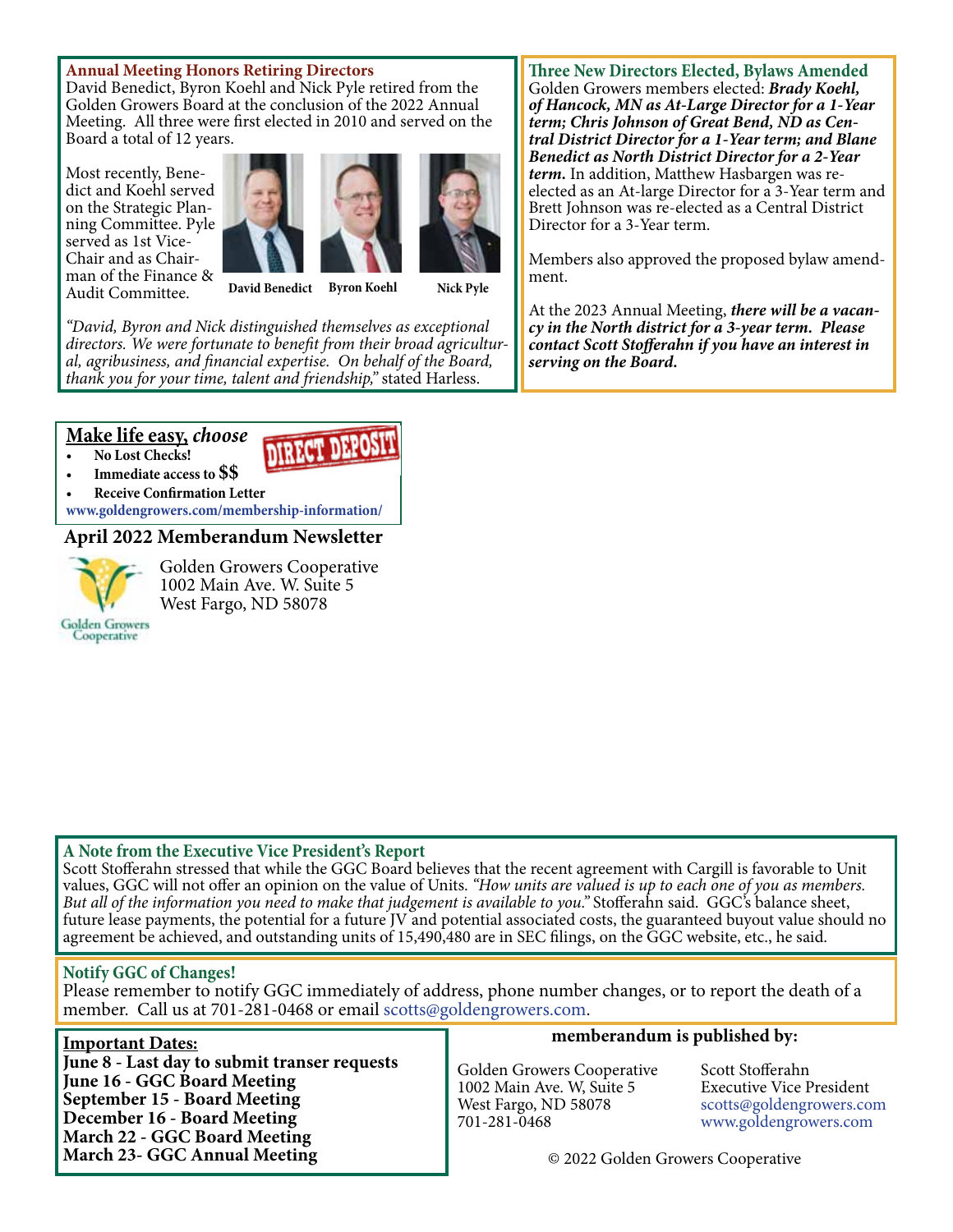## Annual Meeting Honors Retiring Directors

David Benedict, Byron Koehl and Nick Pyle retired from the Golden Growers Board at the conclusion of the 2022 Annual Meeting. All three were first elected in 2010 and served on the Board a total of 12 years.

Most recently, Benedict and Koehl served on the Strategic Planning Committee. Pyle served as 1st Vice-Chair and as Chairman of the Finance & Audit Committee.

**David Benedict** **Byron Koehl** **Nick Pyle**

*"David, Byron and Nick distinguished themselves as exceptional directors. We were fortunate to benefit from their broad agricultural, agribusiness, and financial expertise. On behalf of the Board, thank you for your time, talent and friendship,"* stated Harless.

## Three New Directors Elected, Bylaws Amended

Golden Growers members elected: ***Brady Koehl, of Hancock, MN as At-Large Director for a 1-Year term; Chris Johnson of Great Bend, ND as Central District Director for a 1-Year term; and Blane Benedict as North District Director for a 2-Year term.*** In addition, Matthew Hasbargen was re-elected as an At-large Director for a 3-Year term and Brett Johnson was re-elected as a Central District Director for a 3-Year term.

Members also approved the proposed bylaw amendment.

At the 2023 Annual Meeting, ***there will be a vacancy in the North district for a 3-year term. Please contact Scott Stofferahn if you have an interest in serving on the Board.***

## Make life easy, *choose* DIRECT DEPOSIT

- **No Lost Checks!**
- **Immediate access to $$**
- **Receive Confirmation Letter**

**www.goldengrowers.com/membership-information/**

## April 2022 Memberandum Newsletter

Golden Growers Cooperative
1002 Main Ave. W. Suite 5
West Fargo, ND 58078

## A Note from the Executive Vice President's Report

Scott Stofferahn stressed that while the GGC Board believes that the recent agreement with Cargill is favorable to Unit values, GGC will not offer an opinion on the value of Units. *"How units are valued is up to each one of you as members. But all of the information you need to make that judgement is available to you."* Stofferahn said. GGC's balance sheet, future lease payments, the potential for a future JV and potential associated costs, the guaranteed buyout value should no agreement be achieved, and outstanding units of 15,490,480 are in SEC filings, on the GGC website, etc., he said.

## Notify GGC of Changes!

Please remember to notify GGC immediately of address, phone number changes, or to report the death of a member. Call us at 701-281-0468 or email scotts@goldengrowers.com.

## Important Dates:

**June 8 - Last day to submit transer requests**
**June 16 - GGC Board Meeting**
**September 15 - Board Meeting**
**December 16 - Board Meeting**
**March 22 - GGC Board Meeting**
**March 23- GGC Annual Meeting**

**memberandum is published by:**

Golden Growers Cooperative
1002 Main Ave. W, Suite 5
West Fargo, ND 58078
701-281-0468

Scott Stofferahn
Executive Vice President
scotts@goldengrowers.com
www.goldengrowers.com

© 2022 Golden Growers Cooperative